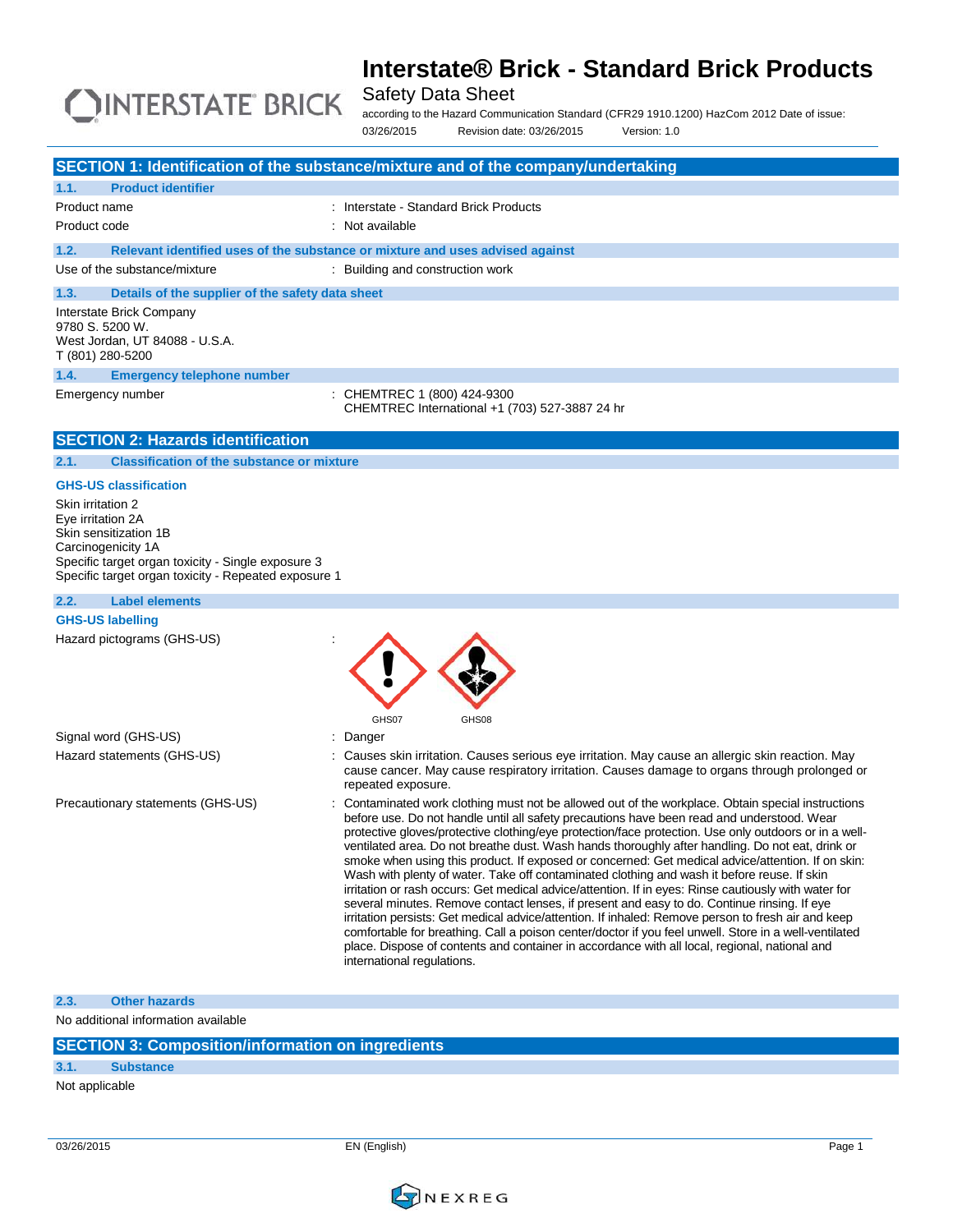# Interstate® Brick - Standard Brick Products

Safety Data Sheet

according to the Hazard Communication Standard (CFR29 1910.1200) HazCom 2012 Date of issue: 03/26/2015 Revision date: 03/26/2015 Version: 1.0

## SECTION 1: Identification of the substance/mixture and of the company/undertaking

### 1.1. Product identifier

Product name : Interstate - Standard Brick Products

Product code : Not available

### 1.2. Relevant identified uses of the substance or mixture and uses advised against

Use of the substance/mixture : Building and construction work

### 1.3. Details of the supplier of the safety data sheet

Interstate Brick Company
9780 S. 5200 W.
West Jordan, UT 84088 - U.S.A.
T (801) 280-5200

### 1.4. Emergency telephone number

Emergency number : CHEMTREC 1 (800) 424-9300
CHEMTREC International +1 (703) 527-3887 24 hr

## SECTION 2: Hazards identification

### 2.1. Classification of the substance or mixture

**GHS-US classification**

Skin irritation 2
Eye irritation 2A
Skin sensitization 1B
Carcinogenicity 1A
Specific target organ toxicity - Single exposure 3
Specific target organ toxicity - Repeated exposure 1

### 2.2. Label elements

**GHS-US labelling**

Hazard pictograms (GHS-US) :

GHS07 GHS08

Signal word (GHS-US) : Danger

Hazard statements (GHS-US) : Causes skin irritation. Causes serious eye irritation. May cause an allergic skin reaction. May cause cancer. May cause respiratory irritation. Causes damage to organs through prolonged or repeated exposure.

Precautionary statements (GHS-US) : Contaminated work clothing must not be allowed out of the workplace. Obtain special instructions before use. Do not handle until all safety precautions have been read and understood. Wear protective gloves/protective clothing/eye protection/face protection. Use only outdoors or in a well-ventilated area. Do not breathe dust. Wash hands thoroughly after handling. Do not eat, drink or smoke when using this product. If exposed or concerned: Get medical advice/attention. If on skin: Wash with plenty of water. Take off contaminated clothing and wash it before reuse. If skin irritation or rash occurs: Get medical advice/attention. If in eyes: Rinse cautiously with water for several minutes. Remove contact lenses, if present and easy to do. Continue rinsing. If eye irritation persists: Get medical advice/attention. If inhaled: Remove person to fresh air and keep comfortable for breathing. Call a poison center/doctor if you feel unwell. Store in a well-ventilated place. Dispose of contents and container in accordance with all local, regional, national and international regulations.

### 2.3. Other hazards

No additional information available

## SECTION 3: Composition/information on ingredients

### 3.1. Substance

Not applicable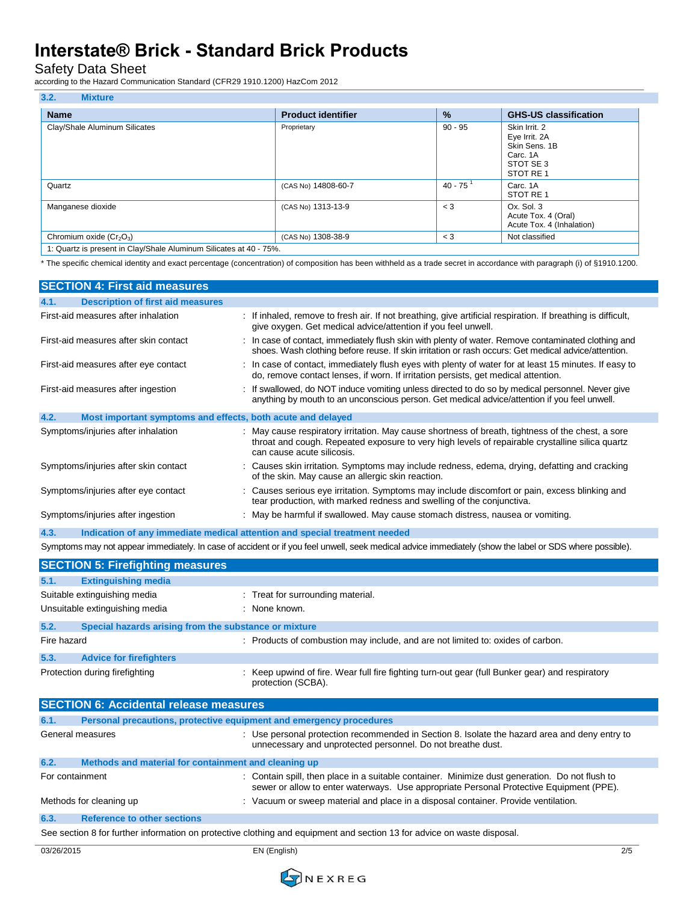### 3.2. Mixture

| Name | Product identifier | % | GHS-US classification |
|---|---|---|---|
| Clay/Shale Aluminum Silicates | Proprietary | 90 - 95 | Skin Irrit. 2<br>Eye Irrit. 2A<br>Skin Sens. 1B<br>Carc. 1A<br>STOT SE 3<br>STOT RE 1 |
| Quartz | (CAS No) 14808-60-7 | 40 - 75 [1] | Carc. 1A<br>STOT RE 1 |
| Manganese dioxide | (CAS No) 1313-13-9 | < 3 | Ox. Sol. 3<br>Acute Tox. 4 (Oral)<br>Acute Tox. 4 (Inhalation) |
| Chromium oxide ($Cr_2O_3$) | (CAS No) 1308-38-9 | < 3 | Not classified |
| 1: Quartz is present in Clay/Shale Aluminum Silicates at 40 - 75%. | | | |

* The specific chemical identity and exact percentage (concentration) of composition has been withheld as a trade secret in accordance with paragraph (i) of §1910.1200.

## SECTION 4: First aid measures

### 4.1. Description of first aid measures

First-aid measures after inhalation : If inhaled, remove to fresh air. If not breathing, give artificial respiration. If breathing is difficult, give oxygen. Get medical advice/attention if you feel unwell.

First-aid measures after skin contact : In case of contact, immediately flush skin with plenty of water. Remove contaminated clothing and shoes. Wash clothing before reuse. If skin irritation or rash occurs: Get medical advice/attention.

First-aid measures after eye contact : In case of contact, immediately flush eyes with plenty of water for at least 15 minutes. If easy to do, remove contact lenses, if worn. If irritation persists, get medical attention.

First-aid measures after ingestion : If swallowed, do NOT induce vomiting unless directed to do so by medical personnel. Never give anything by mouth to an unconscious person. Get medical advice/attention if you feel unwell.

### 4.2. Most important symptoms and effects, both acute and delayed

Symptoms/injuries after inhalation : May cause respiratory irritation. May cause shortness of breath, tightness of the chest, a sore throat and cough. Repeated exposure to very high levels of repairable crystalline silica quartz can cause acute silicosis.

Symptoms/injuries after skin contact : Causes skin irritation. Symptoms may include redness, edema, drying, defatting and cracking of the skin. May cause an allergic skin reaction.

Symptoms/injuries after eye contact : Causes serious eye irritation. Symptoms may include discomfort or pain, excess blinking and tear production, with marked redness and swelling of the conjunctiva.

Symptoms/injuries after ingestion : May be harmful if swallowed. May cause stomach distress, nausea or vomiting.

### 4.3. Indication of any immediate medical attention and special treatment needed

Symptoms may not appear immediately. In case of accident or if you feel unwell, seek medical advice immediately (show the label or SDS where possible).

## SECTION 5: Firefighting measures

### 5.1. Extinguishing media

Suitable extinguishing media : Treat for surrounding material.

Unsuitable extinguishing media : None known.

### 5.2. Special hazards arising from the substance or mixture

Fire hazard : Products of combustion may include, and are not limited to: oxides of carbon.

### 5.3. Advice for firefighters

Protection during firefighting : Keep upwind of fire. Wear full fire fighting turn-out gear (full Bunker gear) and respiratory protection (SCBA).

## SECTION 6: Accidental release measures

### 6.1. Personal precautions, protective equipment and emergency procedures

General measures : Use personal protection recommended in Section 8. Isolate the hazard area and deny entry to unnecessary and unprotected personnel. Do not breathe dust.

### 6.2. Methods and material for containment and cleaning up

For containment : Contain spill, then place in a suitable container. Minimize dust generation. Do not flush to sewer or allow to enter waterways. Use appropriate Personal Protective Equipment (PPE).

Methods for cleaning up : Vacuum or sweep material and place in a disposal container. Provide ventilation.

### 6.3. Reference to other sections

See section 8 for further information on protective clothing and equipment and section 13 for advice on waste disposal.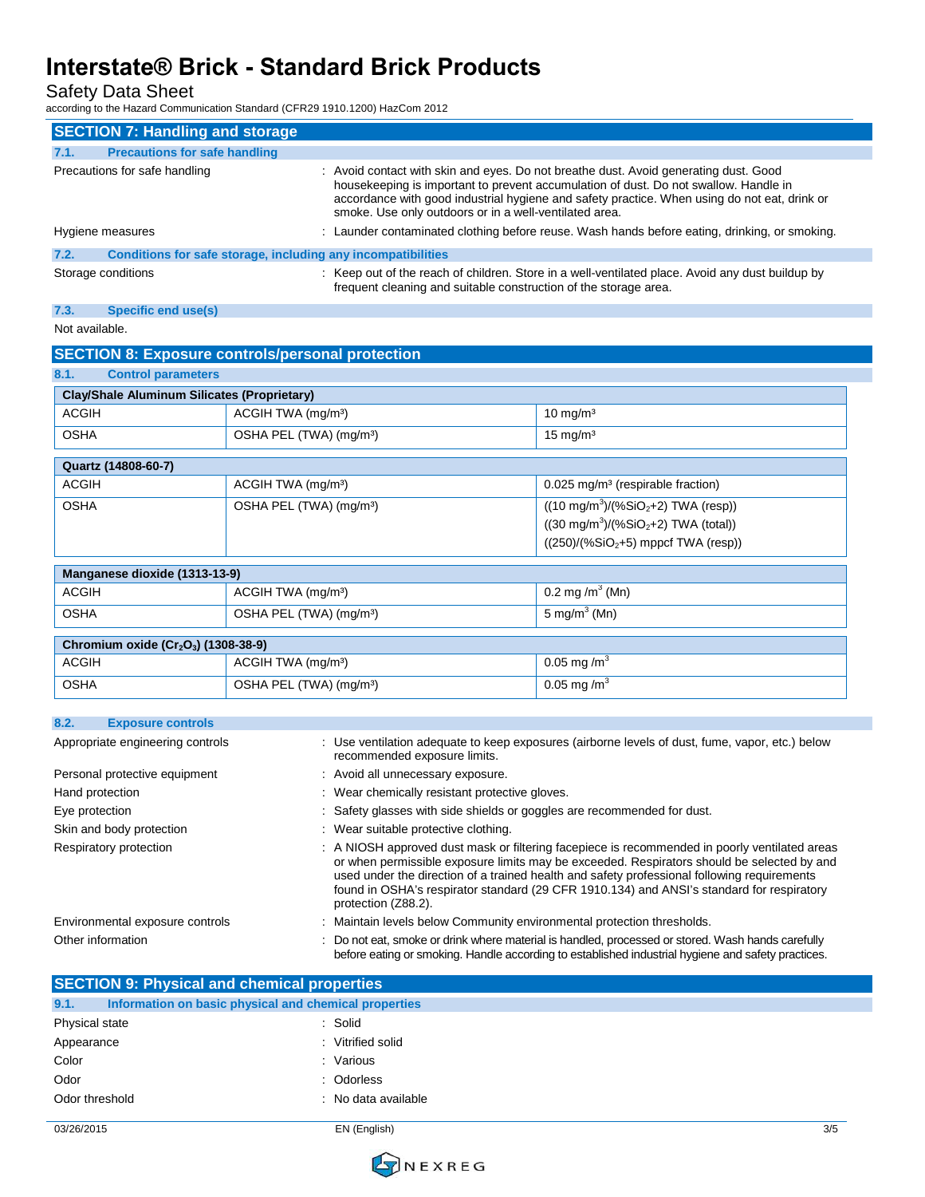## SECTION 7: Handling and storage

### 7.1. Precautions for safe handling

Precautions for safe handling : Avoid contact with skin and eyes. Do not breathe dust. Avoid generating dust. Good housekeeping is important to prevent accumulation of dust. Do not swallow. Handle in accordance with good industrial hygiene and safety practice. When using do not eat, drink or smoke. Use only outdoors or in a well-ventilated area.

Hygiene measures : Launder contaminated clothing before reuse. Wash hands before eating, drinking, or smoking.

### 7.2. Conditions for safe storage, including any incompatibilities

Storage conditions : Keep out of the reach of children. Store in a well-ventilated place. Avoid any dust buildup by frequent cleaning and suitable construction of the storage area.

### 7.3. Specific end use(s)

Not available.

## SECTION 8: Exposure controls/personal protection

### 8.1. Control parameters

| Clay/Shale Aluminum Silicates (Proprietary) | | |
|---|---|---|
| ACGIH | ACGIH TWA (mg/m³) | 10 mg/m³ |
| OSHA | OSHA PEL (TWA) (mg/m³) | 15 mg/m³ |

| Quartz (14808-60-7) | | |
|---|---|---|
| ACGIH | ACGIH TWA (mg/m³) | 0.025 mg/m³ (respirable fraction) |
| OSHA | OSHA PEL (TWA) (mg/m³) | ((10 mg/m³)/(%$SiO_2$+2) TWA (resp))<br>((30 mg/m³)/(%$SiO_2$+2) TWA (total))<br>((250)/(%$SiO_2$+5) mppcf TWA (resp)) |

| Manganese dioxide (1313-13-9) | | |
|---|---|---|
| ACGIH | ACGIH TWA (mg/m³) | 0.2 mg /m³ (Mn) |
| OSHA | OSHA PEL (TWA) (mg/m³) | 5 mg/m³ (Mn) |

| Chromium oxide ($Cr_2O_3$) (1308-38-9) | | |
|---|---|---|
| ACGIH | ACGIH TWA (mg/m³) | 0.05 mg /m³ |
| OSHA | OSHA PEL (TWA) (mg/m³) | 0.05 mg /m³ |

### 8.2. Exposure controls

Appropriate engineering controls : Use ventilation adequate to keep exposures (airborne levels of dust, fume, vapor, etc.) below recommended exposure limits.

Personal protective equipment : Avoid all unnecessary exposure.

Hand protection : Wear chemically resistant protective gloves.

Eye protection : Safety glasses with side shields or goggles are recommended for dust.

Skin and body protection : Wear suitable protective clothing.

Respiratory protection : A NIOSH approved dust mask or filtering facepiece is recommended in poorly ventilated areas or when permissible exposure limits may be exceeded. Respirators should be selected by and used under the direction of a trained health and safety professional following requirements found in OSHA's respirator standard (29 CFR 1910.134) and ANSI's standard for respiratory protection (Z88.2).

Environmental exposure controls : Maintain levels below Community environmental protection thresholds.

Other information : Do not eat, smoke or drink where material is handled, processed or stored. Wash hands carefully before eating or smoking. Handle according to established industrial hygiene and safety practices.

## SECTION 9: Physical and chemical properties

### 9.1. Information on basic physical and chemical properties

Physical state : Solid

Appearance : Vitrified solid

Color : Various

Odor : Odorless

Odor threshold : No data available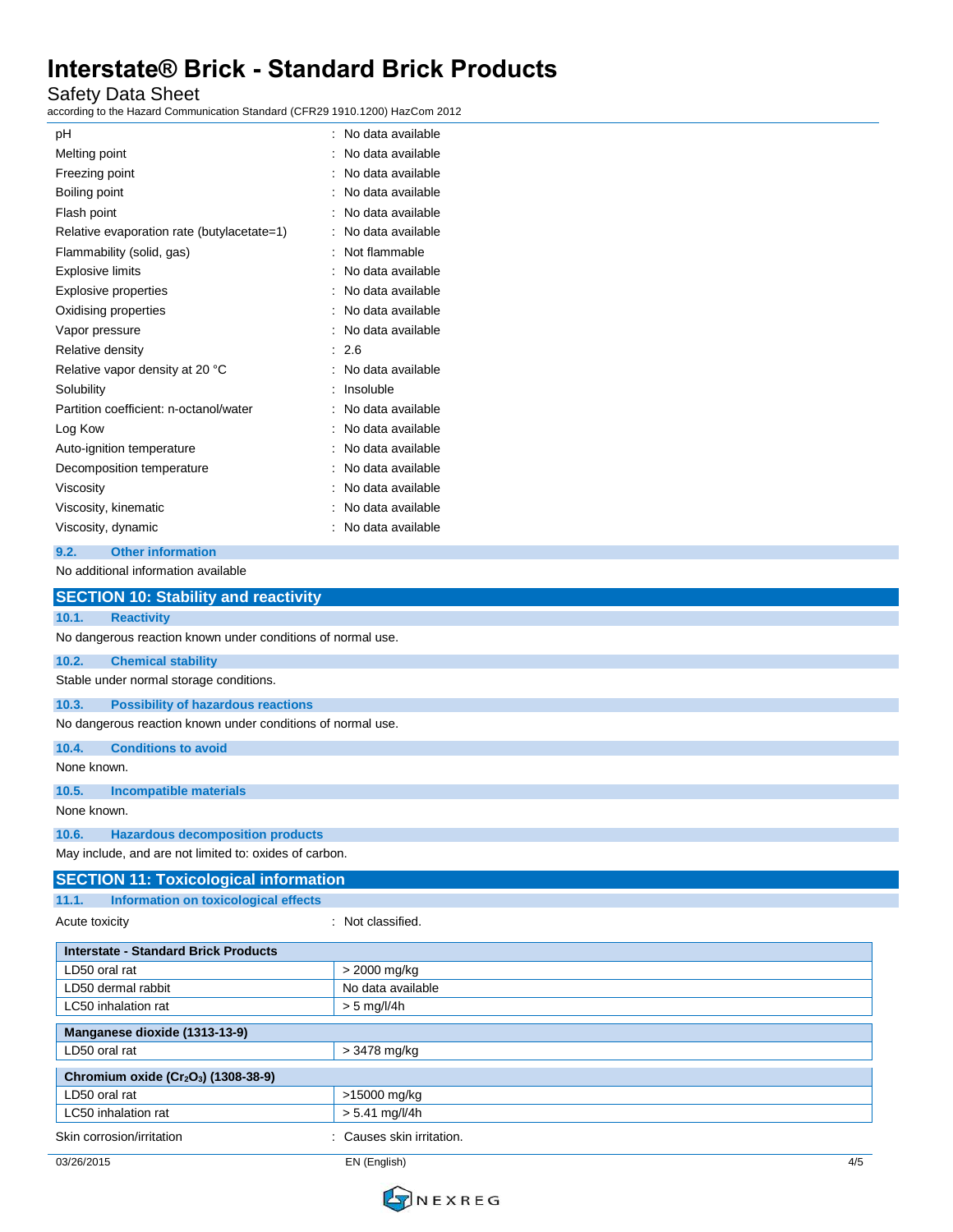| Property | Value |
|---|---|
| pH | No data available |
| Melting point | No data available |
| Freezing point | No data available |
| Boiling point | No data available |
| Flash point | No data available |
| Relative evaporation rate (butylacetate=1) | No data available |
| Flammability (solid, gas) | Not flammable |
| Explosive limits | No data available |
| Explosive properties | No data available |
| Oxidising properties | No data available |
| Vapor pressure | No data available |
| Relative density | 2.6 |
| Relative vapor density at 20 °C | No data available |
| Solubility | Insoluble |
| Partition coefficient: n-octanol/water | No data available |
| Log Kow | No data available |
| Auto-ignition temperature | No data available |
| Decomposition temperature | No data available |
| Viscosity | No data available |
| Viscosity, kinematic | No data available |
| Viscosity, dynamic | No data available |

### 9.2. Other information

No additional information available

## SECTION 10: Stability and reactivity

### 10.1. Reactivity

No dangerous reaction known under conditions of normal use.

### 10.2. Chemical stability

Stable under normal storage conditions.

### 10.3. Possibility of hazardous reactions

No dangerous reaction known under conditions of normal use.

### 10.4. Conditions to avoid

None known.

### 10.5. Incompatible materials

None known.

### 10.6. Hazardous decomposition products

May include, and are not limited to: oxides of carbon.

## SECTION 11: Toxicological information

### 11.1. Information on toxicological effects

Acute toxicity : Not classified.

| Interstate - Standard Brick Products | |
|---|---|
| LD50 oral rat | > 2000 mg/kg |
| LD50 dermal rabbit | No data available |
| LC50 inhalation rat | > 5 mg/l/4h |

| Manganese dioxide (1313-13-9) | |
|---|---|
| LD50 oral rat | > 3478 mg/kg |

| Chromium oxide ($Cr_2O_3$) (1308-38-9) | |
|---|---|
| LD50 oral rat | >15000 mg/kg |
| LC50 inhalation rat | > 5.41 mg/l/4h |

Skin corrosion/irritation : Causes skin irritation.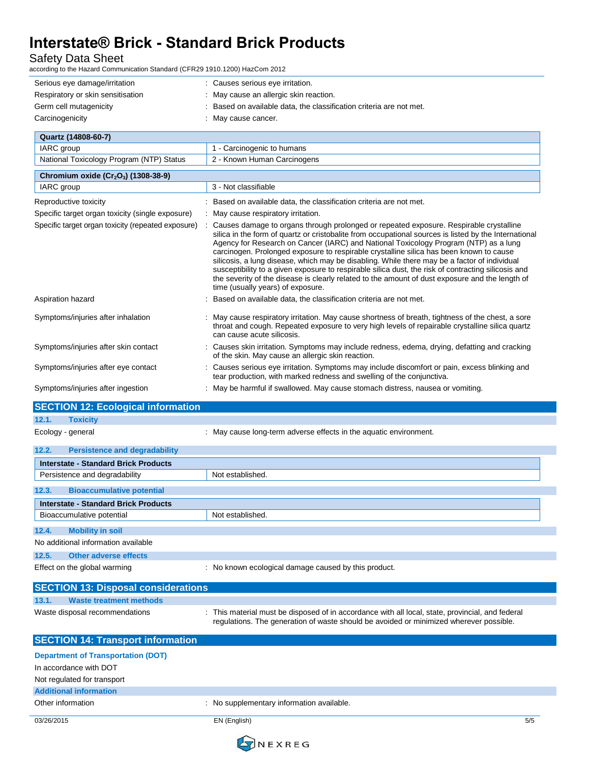| | |
|---|---|
| Serious eye damage/irritation | : Causes serious eye irritation. |
| Respiratory or skin sensitisation | : May cause an allergic skin reaction. |
| Germ cell mutagenicity | : Based on available data, the classification criteria are not met. |
| Carcinogenicity | : May cause cancer. |

| Quartz (14808-60-7) | |
|---|---|
| IARC group | 1 - Carcinogenic to humans |
| National Toxicology Program (NTP) Status | 2 - Known Human Carcinogens |

| Chromium oxide ($Cr_2O_3$) (1308-38-9) | |
|---|---|
| IARC group | 3 - Not classifiable |

| | |
|---|---|
| Reproductive toxicity | : Based on available data, the classification criteria are not met. |
| Specific target organ toxicity (single exposure) | : May cause respiratory irritation. |
| Specific target organ toxicity (repeated exposure) | : Causes damage to organs through prolonged or repeated exposure. Respirable crystalline silica in the form of quartz or cristobalite from occupational sources is listed by the International Agency for Research on Cancer (IARC) and National Toxicology Program (NTP) as a lung carcinogen. Prolonged exposure to respirable crystalline silica has been known to cause silicosis, a lung disease, which may be disabling. While there may be a factor of individual susceptibility to a given exposure to respirable silica dust, the risk of contracting silicosis and the severity of the disease is clearly related to the amount of dust exposure and the length of time (usually years) of exposure. |
| Aspiration hazard | : Based on available data, the classification criteria are not met. |
| Symptoms/injuries after inhalation | : May cause respiratory irritation. May cause shortness of breath, tightness of the chest, a sore throat and cough. Repeated exposure to very high levels of repairable crystalline silica quartz can cause acute silicosis. |
| Symptoms/injuries after skin contact | : Causes skin irritation. Symptoms may include redness, edema, drying, defatting and cracking of the skin. May cause an allergic skin reaction. |
| Symptoms/injuries after eye contact | : Causes serious eye irritation. Symptoms may include discomfort or pain, excess blinking and tear production, with marked redness and swelling of the conjunctiva. |
| Symptoms/injuries after ingestion | : May be harmful if swallowed. May cause stomach distress, nausea or vomiting. |

## SECTION 12: Ecological information

### 12.1. Toxicity

Ecology - general : May cause long-term adverse effects in the aquatic environment.

### 12.2. Persistence and degradability

| Interstate - Standard Brick Products | |
|---|---|
| Persistence and degradability | Not established. |

### 12.3. Bioaccumulative potential

| Interstate - Standard Brick Products | |
|---|---|
| Bioaccumulative potential | Not established. |

### 12.4. Mobility in soil

No additional information available

### 12.5. Other adverse effects

Effect on the global warming : No known ecological damage caused by this product.

## SECTION 13: Disposal considerations

### 13.1. Waste treatment methods

Waste disposal recommendations : This material must be disposed of in accordance with all local, state, provincial, and federal regulations. The generation of waste should be avoided or minimized wherever possible.

## SECTION 14: Transport information

### Department of Transportation (DOT)

In accordance with DOT

Not regulated for transport

### Additional information

Other information : No supplementary information available.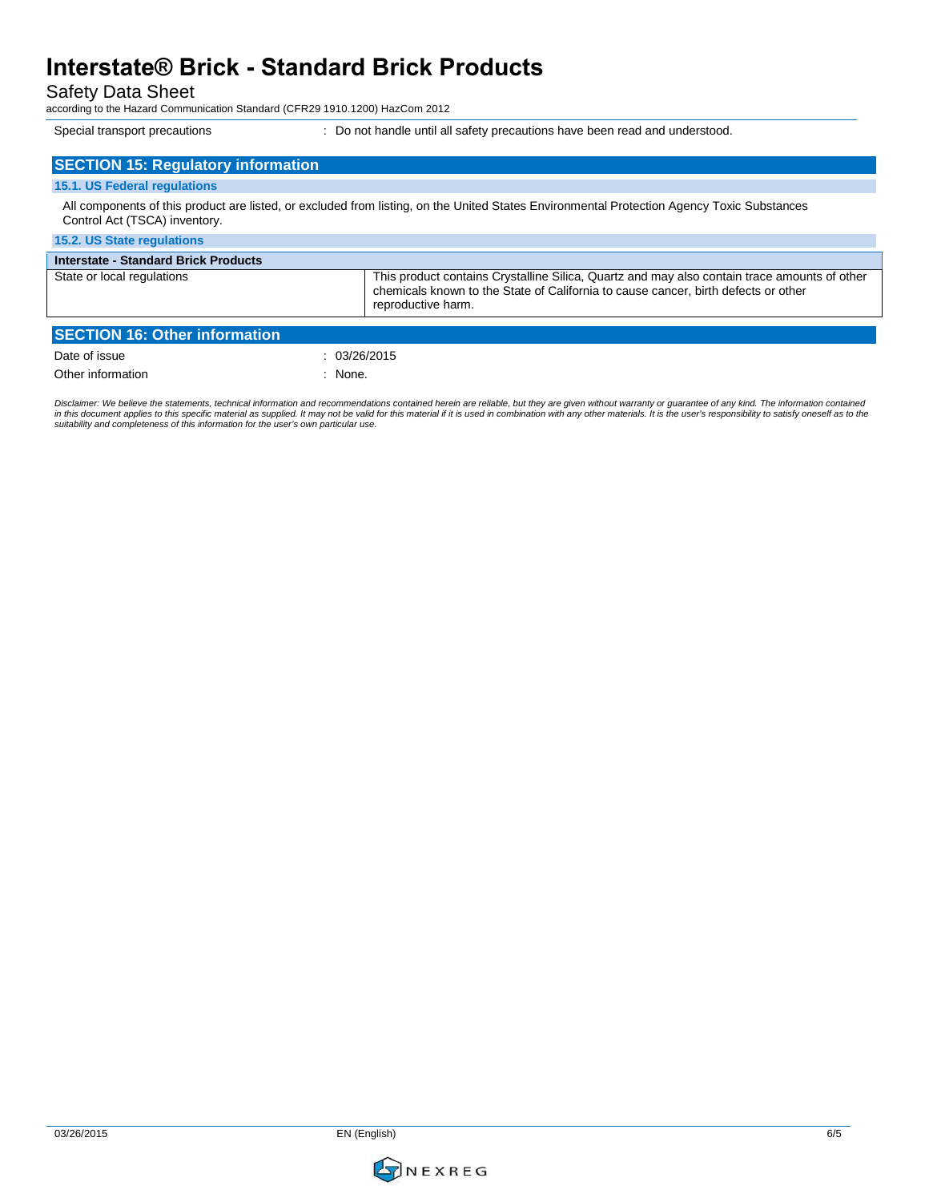Special transport precautions : Do not handle until all safety precautions have been read and understood.

## SECTION 15: Regulatory information

### 15.1. US Federal regulations

All components of this product are listed, or excluded from listing, on the United States Environmental Protection Agency Toxic Substances Control Act (TSCA) inventory.

### 15.2. US State regulations

| Interstate - Standard Brick Products | |
|---|---|
| State or local regulations | This product contains Crystalline Silica, Quartz and may also contain trace amounts of other chemicals known to the State of California to cause cancer, birth defects or other reproductive harm. |

## SECTION 16: Other information

Date of issue : 03/26/2015

Other information : None.

*Disclaimer: We believe the statements, technical information and recommendations contained herein are reliable, but they are given without warranty or guarantee of any kind. The information contained in this document applies to this specific material as supplied. It may not be valid for this material if it is used in combination with any other materials. It is the user's responsibility to satisfy oneself as to the suitability and completeness of this information for the user's own particular use.*